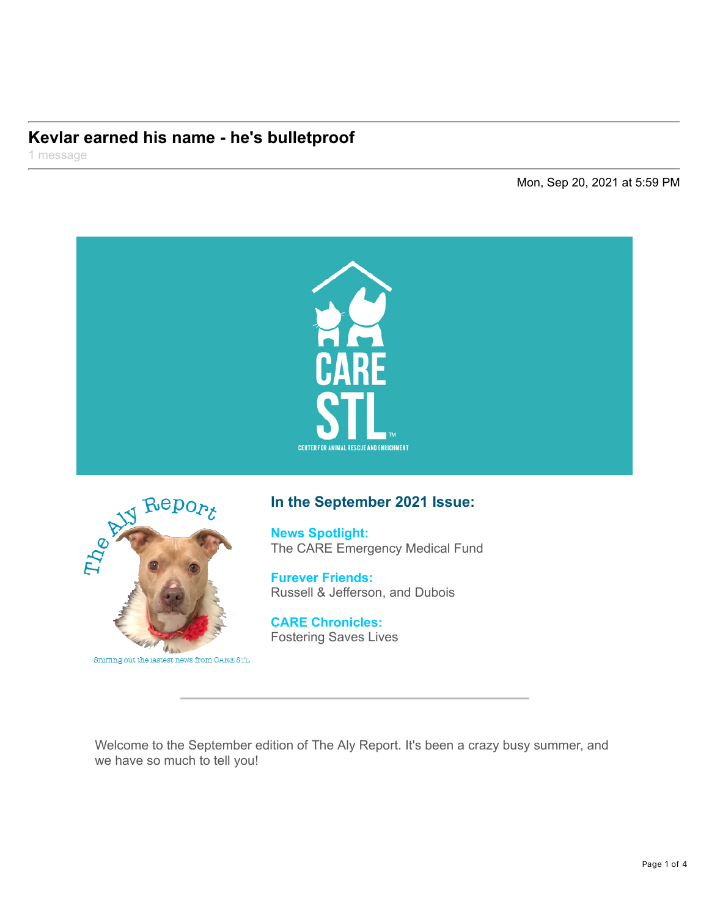# Kevlar earned his name - he's bulletproof

1 message

Mon, Sep 20, 2021 at 5:59 PM

CARE STL

CENTER FOR ANIMAL RESCUE AND ENRICHMENT

The Aly Report

Sniffing out the lastest news from CARE STL

## In the September 2021 Issue:

**News Spotlight:**
The CARE Emergency Medical Fund

**Furever Friends:**
Russell & Jefferson, and Dubois

**CARE Chronicles:**
Fostering Saves Lives

---

Welcome to the September edition of The Aly Report. It's been a crazy busy summer, and we have so much to tell you!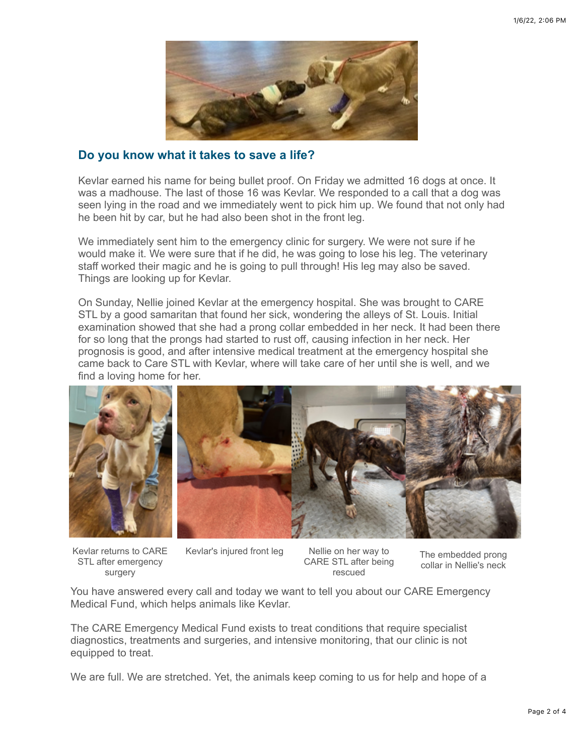## Do you know what it takes to save a life?

Kevlar earned his name for being bullet proof. On Friday we admitted 16 dogs at once. It was a madhouse. The last of those 16 was Kevlar. We responded to a call that a dog was seen lying in the road and we immediately went to pick him up. We found that not only had he been hit by car, but he had also been shot in the front leg.

We immediately sent him to the emergency clinic for surgery. We were not sure if he would make it. We were sure that if he did, he was going to lose his leg. The veterinary staff worked their magic and he is going to pull through! His leg may also be saved. Things are looking up for Kevlar.

On Sunday, Nellie joined Kevlar at the emergency hospital. She was brought to CARE STL by a good samaritan that found her sick, wondering the alleys of St. Louis. Initial examination showed that she had a prong collar embedded in her neck. It had been there for so long that the prongs had started to rust off, causing infection in her neck. Her prognosis is good, and after intensive medical treatment at the emergency hospital she came back to Care STL with Kevlar, where will take care of her until she is well, and we find a loving home for her.

Kevlar returns to CARE STL after emergency surgery

Kevlar's injured front leg

Nellie on her way to CARE STL after being rescued

The embedded prong collar in Nellie's neck

You have answered every call and today we want to tell you about our CARE Emergency Medical Fund, which helps animals like Kevlar.

The CARE Emergency Medical Fund exists to treat conditions that require specialist diagnostics, treatments and surgeries, and intensive monitoring, that our clinic is not equipped to treat.

We are full. We are stretched. Yet, the animals keep coming to us for help and hope of a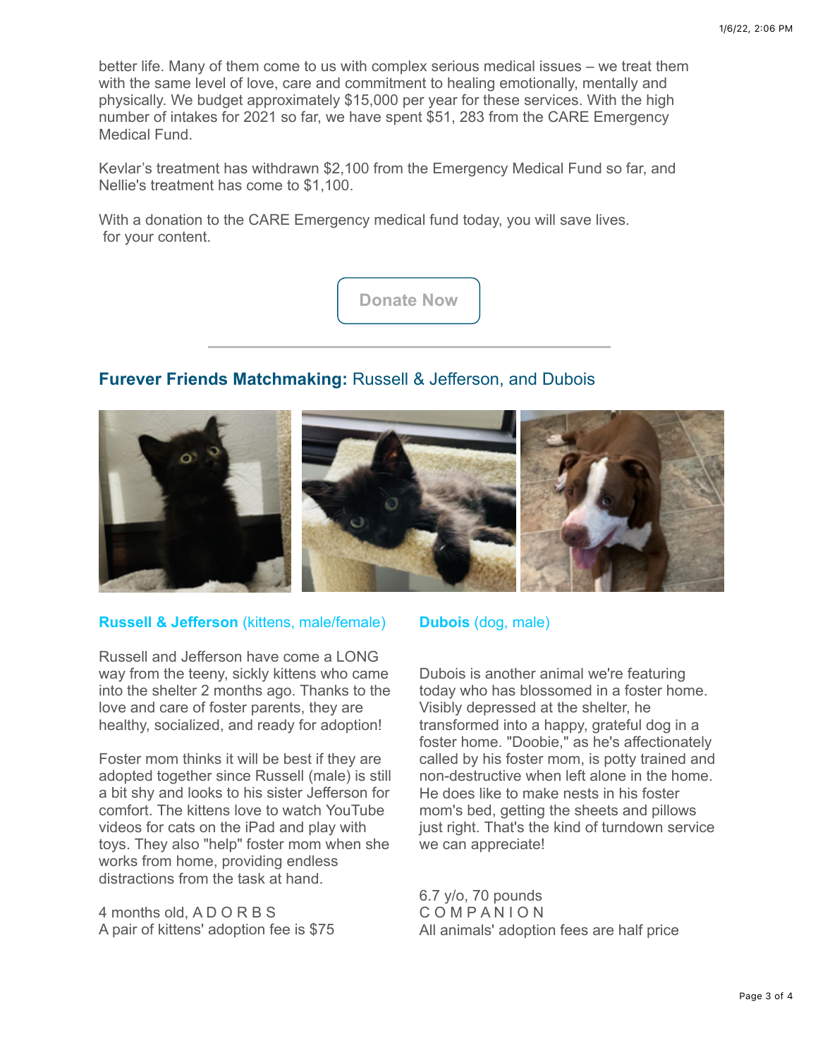better life. Many of them come to us with complex serious medical issues – we treat them with the same level of love, care and commitment to healing emotionally, mentally and physically. We budget approximately $15,000 per year for these services. With the high number of intakes for 2021 so far, we have spent $51, 283 from the CARE Emergency Medical Fund.

Kevlar's treatment has withdrawn $2,100 from the Emergency Medical Fund so far, and Nellie's treatment has come to $1,100.

With a donation to the CARE Emergency medical fund today, you will save lives.
 for your content.

Donate Now

---

## **Furever Friends Matchmaking:** Russell & Jefferson, and Dubois

**Russell & Jefferson** (kittens, male/female)

Russell and Jefferson have come a LONG way from the teeny, sickly kittens who came into the shelter 2 months ago. Thanks to the love and care of foster parents, they are healthy, socialized, and ready for adoption!

Foster mom thinks it will be best if they are adopted together since Russell (male) is still a bit shy and looks to his sister Jefferson for comfort. The kittens love to watch YouTube videos for cats on the iPad and play with toys. They also "help" foster mom when she works from home, providing endless distractions from the task at hand.

4 months old, A D O R B S
A pair of kittens' adoption fee is $75

**Dubois** (dog, male)

Dubois is another animal we're featuring today who has blossomed in a foster home. Visibly depressed at the shelter, he transformed into a happy, grateful dog in a foster home. "Doobie," as he's affectionately called by his foster mom, is potty trained and non-destructive when left alone in the home. He does like to make nests in his foster mom's bed, getting the sheets and pillows just right. That's the kind of turndown service we can appreciate!

6.7 y/o, 70 pounds
C O M P A N I O N
All animals' adoption fees are half price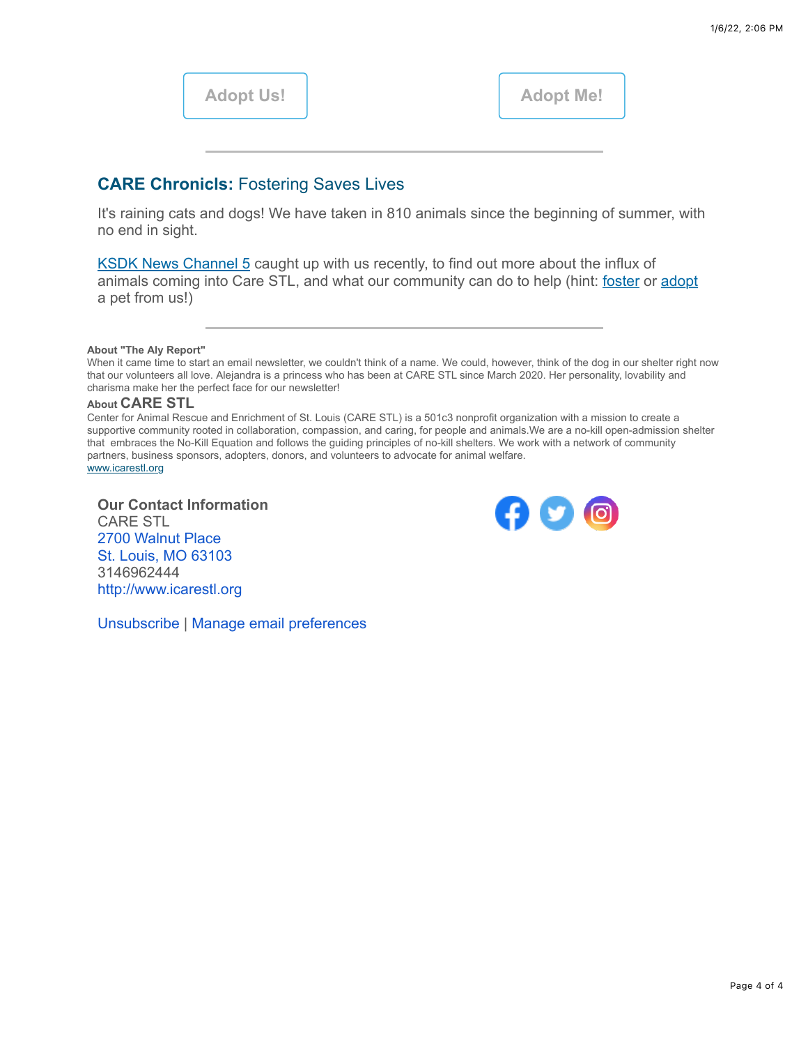Adopt Us!

Adopt Me!

---

## **CARE Chronicls:** Fostering Saves Lives

It's raining cats and dogs! We have taken in 810 animals since the beginning of summer, with no end in sight.

KSDK News Channel 5 caught up with us recently, to find out more about the influx of animals coming into Care STL, and what our community can do to help (hint: foster or adopt a pet from us!)

---

**About "The Aly Report"**

When it came time to start an email newsletter, we couldn't think of a name. We could, however, think of the dog in our shelter right now that our volunteers all love. Alejandra is a princess who has been at CARE STL since March 2020. Her personality, lovability and charisma make her the perfect face for our newsletter!

**About CARE STL**

Center for Animal Rescue and Enrichment of St. Louis (CARE STL) is a 501c3 nonprofit organization with a mission to create a supportive community rooted in collaboration, compassion, and caring, for people and animals.We are a no-kill open-admission shelter that embraces the No-Kill Equation and follows the guiding principles of no-kill shelters. We work with a network of community partners, business sponsors, adopters, donors, and volunteers to advocate for animal welfare.

www.icarestl.org

**Our Contact Information**

CARE STL
2700 Walnut Place
St. Louis, MO 63103
3146962444
http://www.icarestl.org

Unsubscribe | Manage email preferences